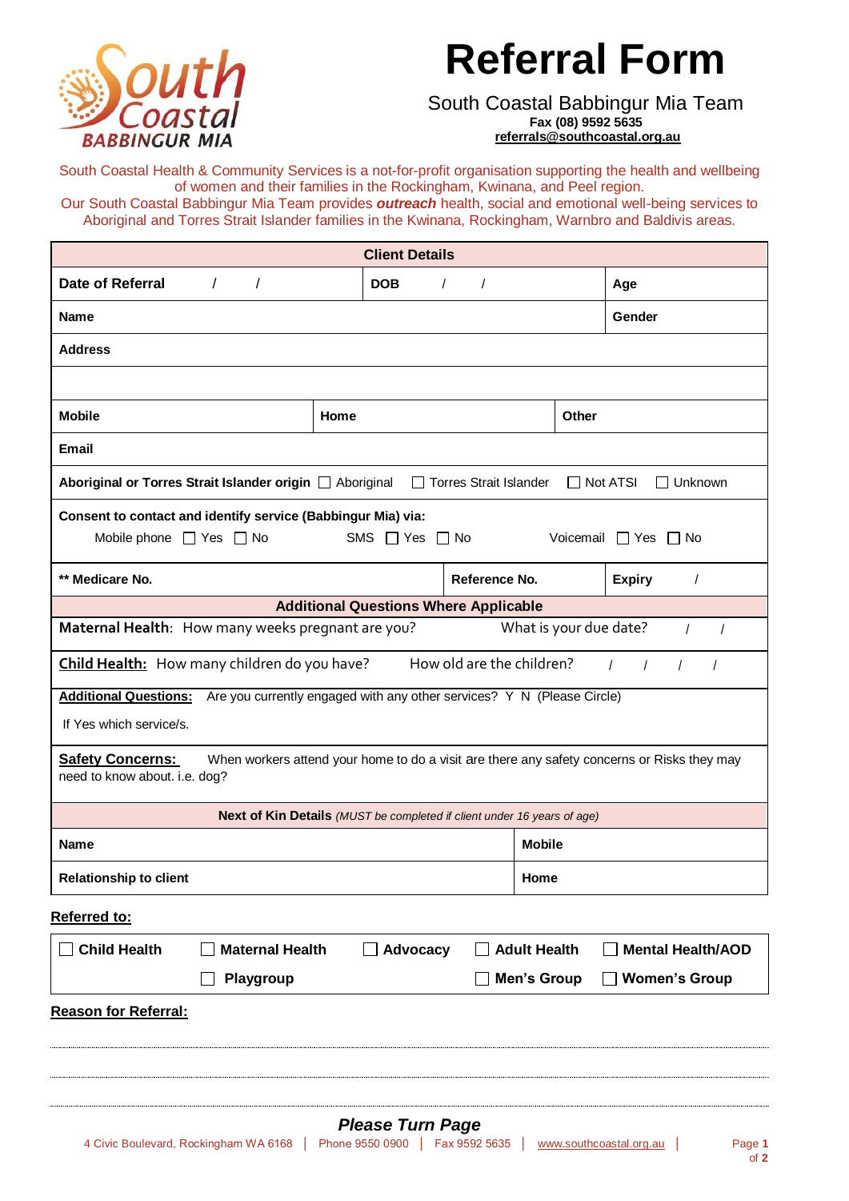# Referral Form

South Coastal Babbingur Mia Team
**Fax (08) 9592 5635**
**referrals@southcoastal.org.au**

South Coastal Health & Community Services is a not-for-profit organisation supporting the health and wellbeing of women and their families in the Rockingham, Kwinana, and Peel region.
Our South Coastal Babbingur Mia Team provides ***outreach*** health, social and emotional well-being services to Aboriginal and Torres Strait Islander families in the Kwinana, Rockingham, Warnbro and Baldivis areas.

| **Client Details** | | | | | |
|---|---|---|---|---|---|
| **Date of Referral** / / | | **DOB** / / | | | **Age** |
| **Name** | | | | | **Gender** |
| **Address** | | | | | |
| | | | | | |
| **Mobile** | **Home** | | | **Other** | |
| **Email** | | | | | |
| **Aboriginal or Torres Strait Islander origin** ☐ Aboriginal ☐ Torres Strait Islander ☐ Not ATSI ☐ Unknown | | | | | |
| **Consent to contact and identify service (Babbingur Mia) via:** Mobile phone ☐ Yes ☐ No SMS ☐ Yes ☐ No Voicemail ☐ Yes ☐ No | | | | | |
| **\*\* Medicare No.** | | | **Reference No.** | | **Expiry** / |
| **Additional Questions Where Applicable** | | | | | |
| **Maternal Health**: How many weeks pregnant are you? What is your due date? / / | | | | | |
| **Child Health:** How many children do you have? How old are the children? / / / / | | | | | |
| **Additional Questions:** Are you currently engaged with any other services? Y N (Please Circle) If Yes which service/s. | | | | | |
| **Safety Concerns:** When workers attend your home to do a visit are there any safety concerns or Risks they may need to know about. i.e. dog? | | | | | |
| **Next of Kin Details** *(MUST be completed if client under 16 years of age)* | | | | | |
| **Name** | | | | **Mobile** | |
| **Relationship to client** | | | | **Home** | |

**Referred to:**

| | | | | |
|---|---|---|---|---|
| ☐ **Child Health** | ☐ **Maternal Health** | ☐ **Advocacy** | ☐ **Adult Health** | ☐ **Mental Health/AOD** |
| | ☐ **Playgroup** | | ☐ **Men's Group** | ☐ **Women's Group** |

**Reason for Referral:**

............................................................................................................................................

............................................................................................................................................

............................................................................................................................................

***Please Turn Page***

4 Civic Boulevard, Rockingham WA 6168 | Phone 9550 0900 | Fax 9592 5635 | www.southcoastal.org.au |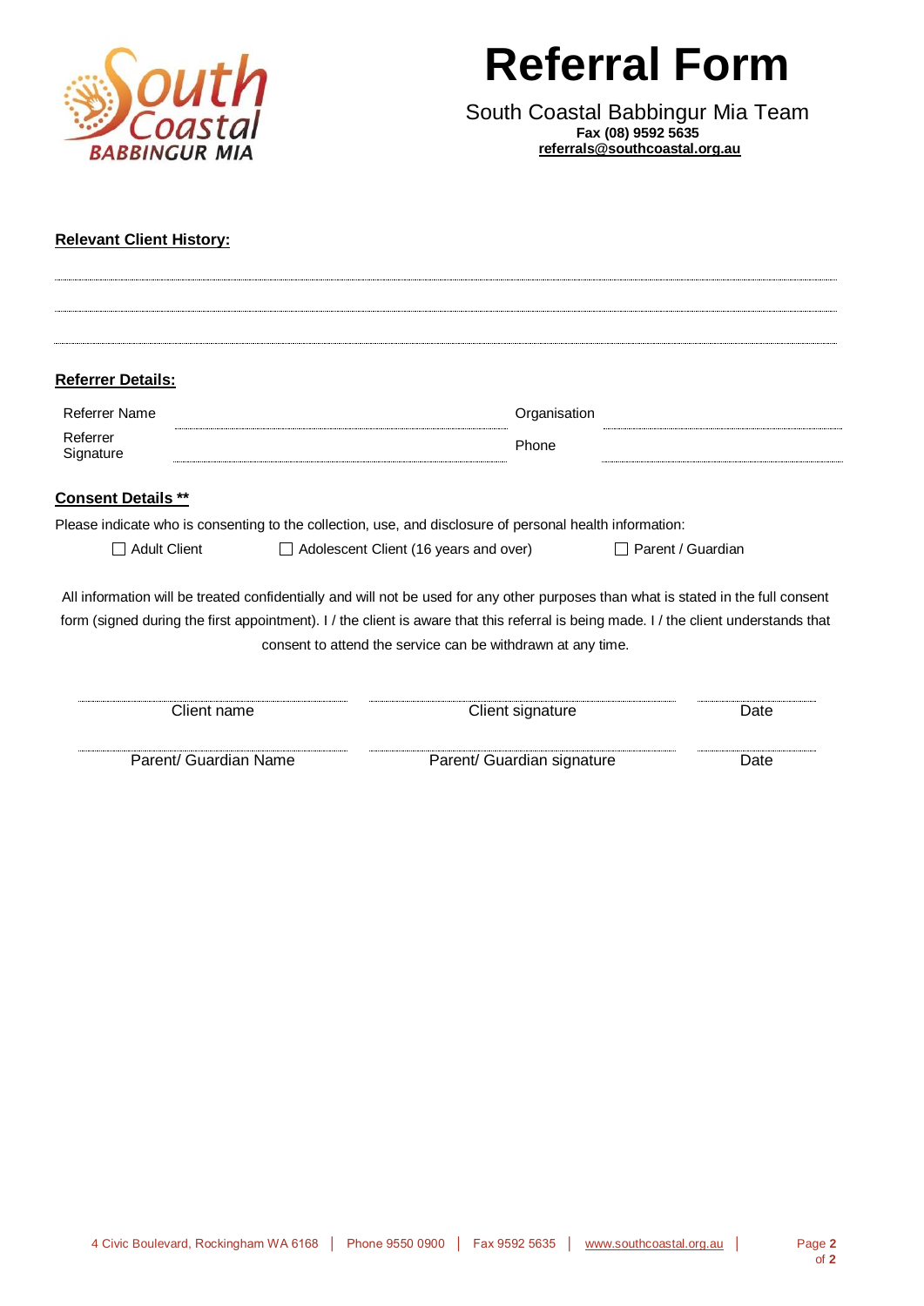# Referral Form

South Coastal Babbingur Mia Team
**Fax (08) 9592 5635**
**referrals@southcoastal.org.au**

**Relevant Client History:**

........................................................................................................................................

........................................................................................................................................

........................................................................................................................................

**Referrer Details:**

| | | | |
|---|---|---|---|
| Referrer Name | | Organisation | |
| Referrer Signature | | Phone | |

**Consent Details \*\***

Please indicate who is consenting to the collection, use, and disclosure of personal health information:

☐ Adult Client ☐ Adolescent Client (16 years and over) ☐ Parent / Guardian

All information will be treated confidentially and will not be used for any other purposes than what is stated in the full consent form (signed during the first appointment). I / the client is aware that this referral is being made. I / the client understands that consent to attend the service can be withdrawn at any time.

| | | |
|---|---|---|
| Client name | Client signature | Date |
| Parent/ Guardian Name | Parent/ Guardian signature | Date |

4 Civic Boulevard, Rockingham WA 6168 | Phone 9550 0900 | Fax 9592 5635 | www.southcoastal.org.au |